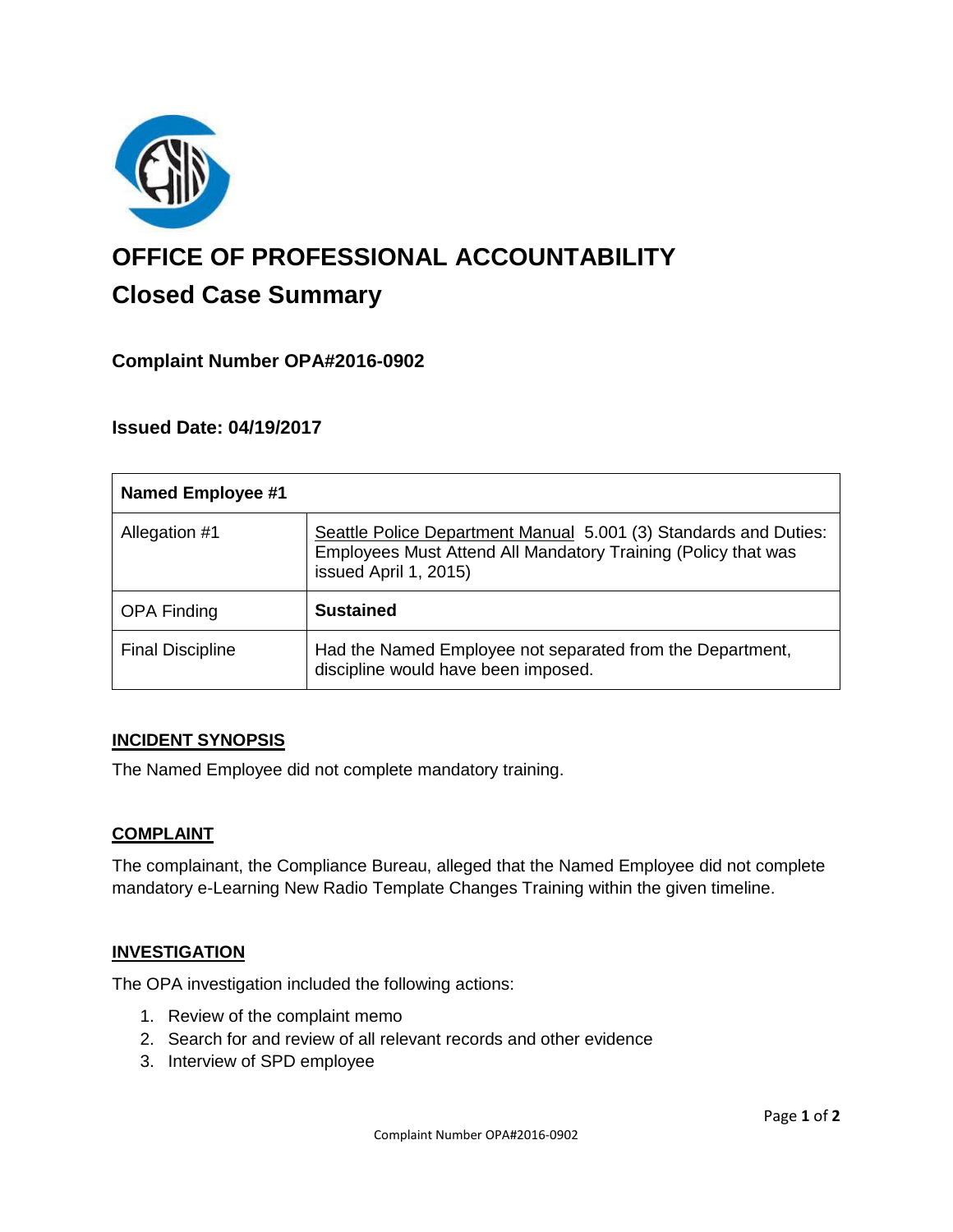# OFFICE OF PROFESSIONAL ACCOUNTABILITY

## Closed Case Summary

### Complaint Number OPA#2016-0902

### Issued Date: 04/19/2017

| Named Employee #1 | |
|---|---|
| Allegation #1 | Seattle Police Department Manual 5.001 (3) Standards and Duties: Employees Must Attend All Mandatory Training (Policy that was issued April 1, 2015) |
| OPA Finding | **Sustained** |
| Final Discipline | Had the Named Employee not separated from the Department, discipline would have been imposed. |

**INCIDENT SYNOPSIS**

The Named Employee did not complete mandatory training.

**COMPLAINT**

The complainant, the Compliance Bureau, alleged that the Named Employee did not complete mandatory e-Learning New Radio Template Changes Training within the given timeline.

**INVESTIGATION**

The OPA investigation included the following actions:

1. Review of the complaint memo
2. Search for and review of all relevant records and other evidence
3. Interview of SPD employee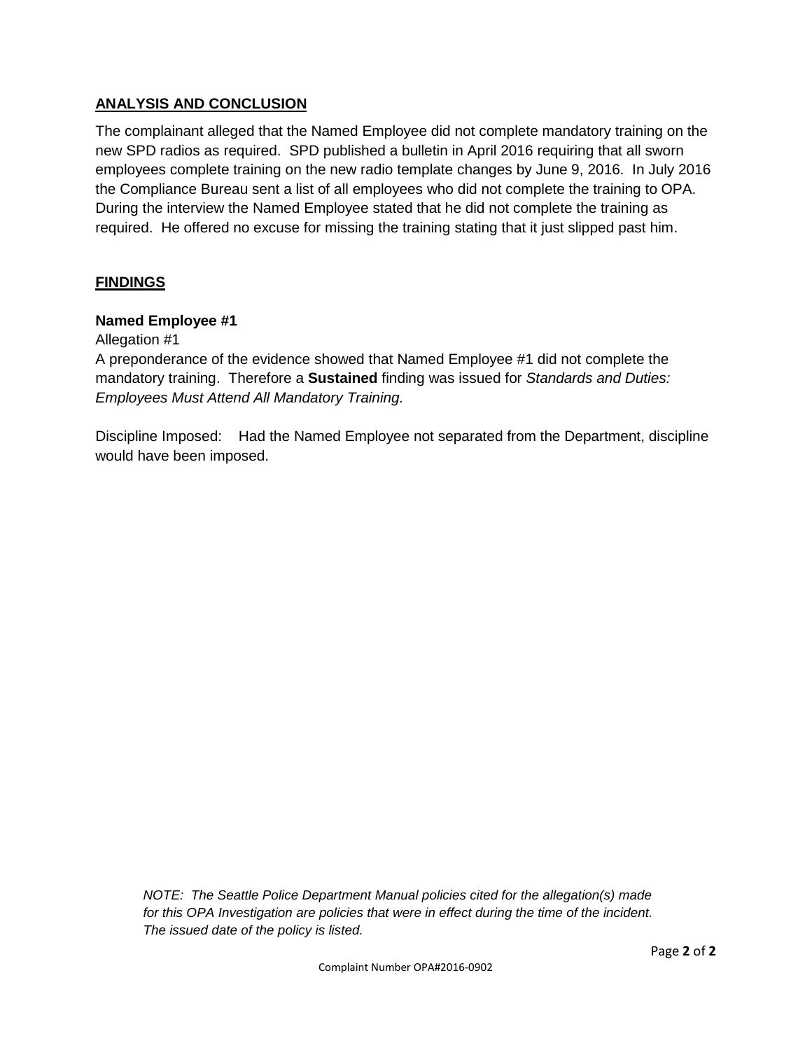## ANALYSIS AND CONCLUSION

The complainant alleged that the Named Employee did not complete mandatory training on the new SPD radios as required. SPD published a bulletin in April 2016 requiring that all sworn employees complete training on the new radio template changes by June 9, 2016. In July 2016 the Compliance Bureau sent a list of all employees who did not complete the training to OPA. During the interview the Named Employee stated that he did not complete the training as required. He offered no excuse for missing the training stating that it just slipped past him.

## FINDINGS

**Named Employee #1**

Allegation #1

A preponderance of the evidence showed that Named Employee #1 did not complete the mandatory training. Therefore a **Sustained** finding was issued for *Standards and Duties: Employees Must Attend All Mandatory Training.*

Discipline Imposed: Had the Named Employee not separated from the Department, discipline would have been imposed.

*NOTE: The Seattle Police Department Manual policies cited for the allegation(s) made for this OPA Investigation are policies that were in effect during the time of the incident. The issued date of the policy is listed.*

Complaint Number OPA#2016-0902